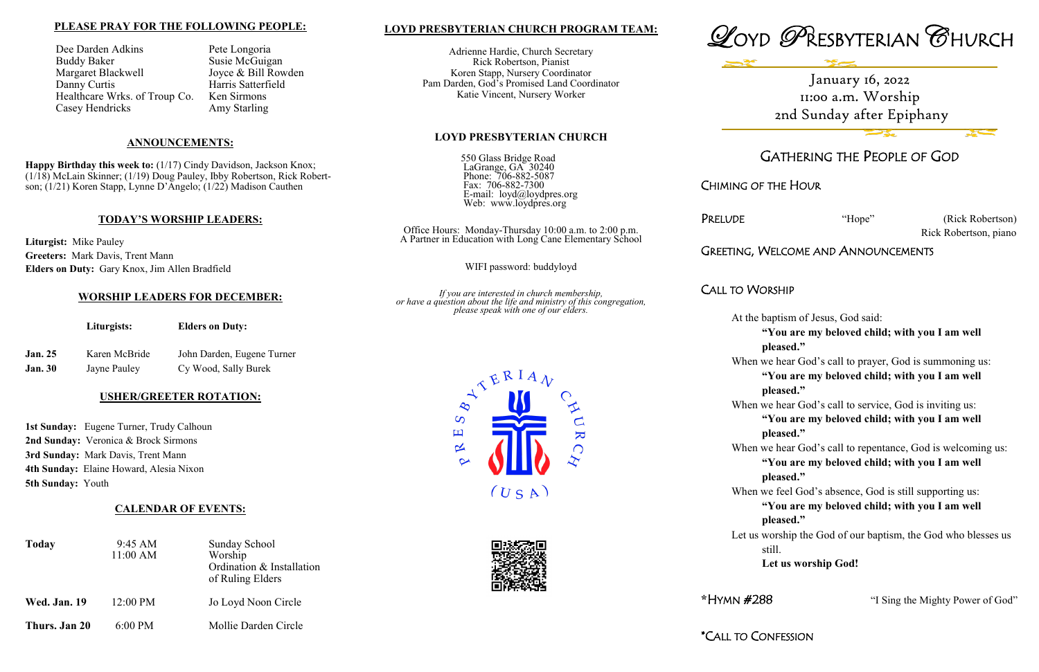## PLEASE PRAY FOR THE FOLLOWING PEOPLE:

Dee Darden Adkins
Buddy Baker
Margaret Blackwell
Danny Curtis
Healthcare Wrks. of Troup Co.
Casey Hendricks
Pete Longoria
Susie McGuigan
Joyce & Bill Rowden
Harris Satterfield
Ken Sirmons
Amy Starling

## ANNOUNCEMENTS:

**Happy Birthday this week to:** (1/17) Cindy Davidson, Jackson Knox; (1/18) McLain Skinner; (1/19) Doug Pauley, Ibby Robertson, Rick Robertson; (1/21) Koren Stapp, Lynne D'Angelo; (1/22) Madison Cauthen

## TODAY'S WORSHIP LEADERS:

**Liturgist:** Mike Pauley
**Greeters:** Mark Davis, Trent Mann
**Elders on Duty:** Gary Knox, Jim Allen Bradfield

## WORSHIP LEADERS FOR DECEMBER:

| | Liturgists: | Elders on Duty: |
|---|---|---|
| **Jan. 25** | Karen McBride | John Darden, Eugene Turner |
| **Jan. 30** | Jayne Pauley | Cy Wood, Sally Burek |

## USHER/GREETER ROTATION:

**1st Sunday:** Eugene Turner, Trudy Calhoun
**2nd Sunday:** Veronica & Brock Sirmons
**3rd Sunday:** Mark Davis, Trent Mann
**4th Sunday:** Elaine Howard, Alesia Nixon
**5th Sunday:** Youth

## CALENDAR OF EVENTS:

| | | |
|---|---|---|
| **Today** | 9:45 AM<br>11:00 AM | Sunday School<br>Worship<br>Ordination & Installation of Ruling Elders |
| **Wed. Jan. 19** | 12:00 PM | Jo Loyd Noon Circle |
| **Thurs. Jan 20** | 6:00 PM | Mollie Darden Circle |

## LOYD PRESBYTERIAN CHURCH PROGRAM TEAM:

Adrienne Hardie, Church Secretary
Rick Robertson, Pianist
Koren Stapp, Nursery Coordinator
Pam Darden, God's Promised Land Coordinator
Katie Vincent, Nursery Worker

## LOYD PRESBYTERIAN CHURCH

550 Glass Bridge Road
LaGrange, GA 30240
Phone: 706-882-5087
Fax: 706-882-7300
E-mail: loyd@loydpres.org
Web: www.loydpres.org

Office Hours: Monday-Thursday 10:00 a.m. to 2:00 p.m.
A Partner in Education with Long Cane Elementary School

WIFI password: buddyloyd

*If you are interested in church membership, or have a question about the life and ministry of this congregation, please speak with one of our elders.*

PRESBYTERIAN CHURCH (USA)

# LOYD PRESBYTERIAN CHURCH

January 16, 2022
11:00 a.m. Worship
2nd Sunday after Epiphany

## GATHERING THE PEOPLE OF GOD

### CHIMING OF THE HOUR

### PRELUDE "Hope" (Rick Robertson)
Rick Robertson, piano

### GREETING, WELCOME AND ANNOUNCEMENTS

### CALL TO WORSHIP

At the baptism of Jesus, God said:
**"You are my beloved child; with you I am well pleased."**
When we hear God's call to prayer, God is summoning us:
**"You are my beloved child; with you I am well pleased."**
When we hear God's call to service, God is inviting us:
**"You are my beloved child; with you I am well pleased."**
When we hear God's call to repentance, God is welcoming us:
**"You are my beloved child; with you I am well pleased."**
When we feel God's absence, God is still supporting us:
**"You are my beloved child; with you I am well pleased."**
Let us worship the God of our baptism, the God who blesses us still.
**Let us worship God!**

### *HYMN #288 "I Sing the Mighty Power of God"

### *CALL TO CONFESSION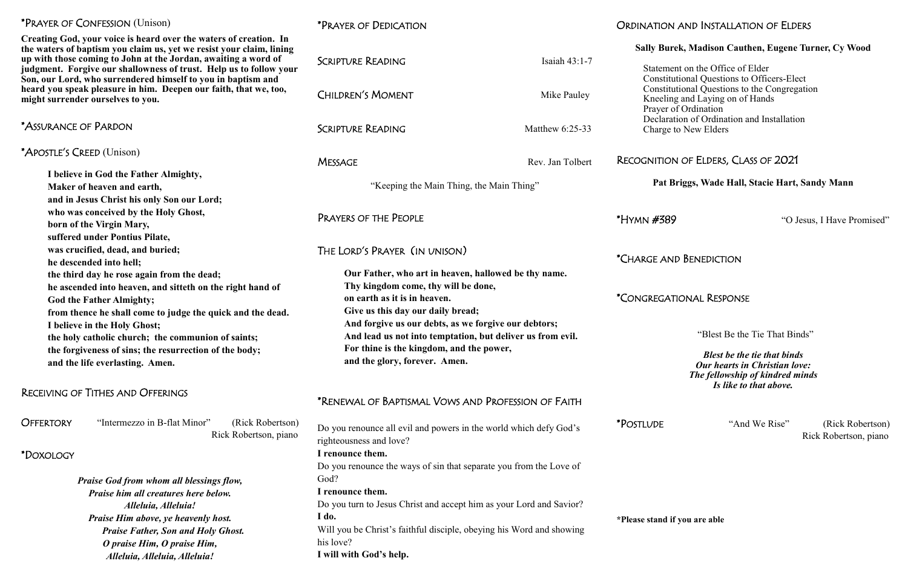## *Prayer of Confession (Unison)

**Creating God, your voice is heard over the waters of creation. In the waters of baptism you claim us, yet we resist your claim, lining up with those coming to John at the Jordan, awaiting a word of judgment. Forgive our shallowness of trust. Help us to follow your Son, our Lord, who surrendered himself to you in baptism and heard you speak pleasure in him. Deepen our faith, that we, too, might surrender ourselves to you.**

## *Assurance of Pardon

## *Apostle's Creed (Unison)

**I believe in God the Father Almighty,**
**Maker of heaven and earth,**
**and in Jesus Christ his only Son our Lord;**
**who was conceived by the Holy Ghost,**
**born of the Virgin Mary,**
**suffered under Pontius Pilate,**
**was crucified, dead, and buried;**
**he descended into hell;**
**the third day he rose again from the dead;**
**he ascended into heaven, and sitteth on the right hand of God the Father Almighty;**
**from thence he shall come to judge the quick and the dead.**
**I believe in the Holy Ghost;**
**the holy catholic church; the communion of saints;**
**the forgiveness of sins; the resurrection of the body;**
**and the life everlasting. Amen.**

## Receiving of Tithes and Offerings

**Offertory** "Intermezzo in B-flat Minor" (Rick Robertson)
Rick Robertson, piano

## *Doxology

***Praise God from whom all blessings flow,***
***Praise him all creatures here below.***
***Alleluia, Alleluia!***
***Praise Him above, ye heavenly host.***
***Praise Father, Son and Holy Ghost.***
***O praise Him, O praise Him,***
***Alleluia, Alleluia, Alleluia!***

## *Prayer of Dedication

**Scripture Reading** Isaiah 43:1-7

**Children's Moment** Mike Pauley

**Scripture Reading** Matthew 6:25-33

**Message** Rev. Jan Tolbert

"Keeping the Main Thing, the Main Thing"

## Prayers of the People

## The Lord's Prayer (in unison)

**Our Father, who art in heaven, hallowed be thy name.**
**Thy kingdom come, thy will be done,**
**on earth as it is in heaven.**
**Give us this day our daily bread;**
**And forgive us our debts, as we forgive our debtors;**
**And lead us not into temptation, but deliver us from evil.**
**For thine is the kingdom, and the power,**
**and the glory, forever. Amen.**

## *Renewal of Baptismal Vows and Profession of Faith

Do you renounce all evil and powers in the world which defy God's righteousness and love?
**I renounce them.**
Do you renounce the ways of sin that separate you from the Love of God?
**I renounce them.**
Do you turn to Jesus Christ and accept him as your Lord and Savior?
**I do.**
Will you be Christ's faithful disciple, obeying his Word and showing his love?
**I will with God's help.**

## Ordination and Installation of Elders

**Sally Burek, Madison Cauthen, Eugene Turner, Cy Wood**

Statement on the Office of Elder
Constitutional Questions to Officers-Elect
Constitutional Questions to the Congregation
Kneeling and Laying on of Hands
Prayer of Ordination
Declaration of Ordination and Installation
Charge to New Elders

## Recognition of Elders, Class of 2021

**Pat Briggs, Wade Hall, Stacie Hart, Sandy Mann**

**\*Hymn #389** "O Jesus, I Have Promised"

## *Charge and Benediction

## *Congregational Response

"Blest Be the Tie That Binds"

***Blest be the tie that binds***
***Our hearts in Christian love:***
***The fellowship of kindred minds***
***Is like to that above.***

**\*Postlude** "And We Rise" (Rick Robertson)
Rick Robertson, piano

**\*Please stand if you are able**